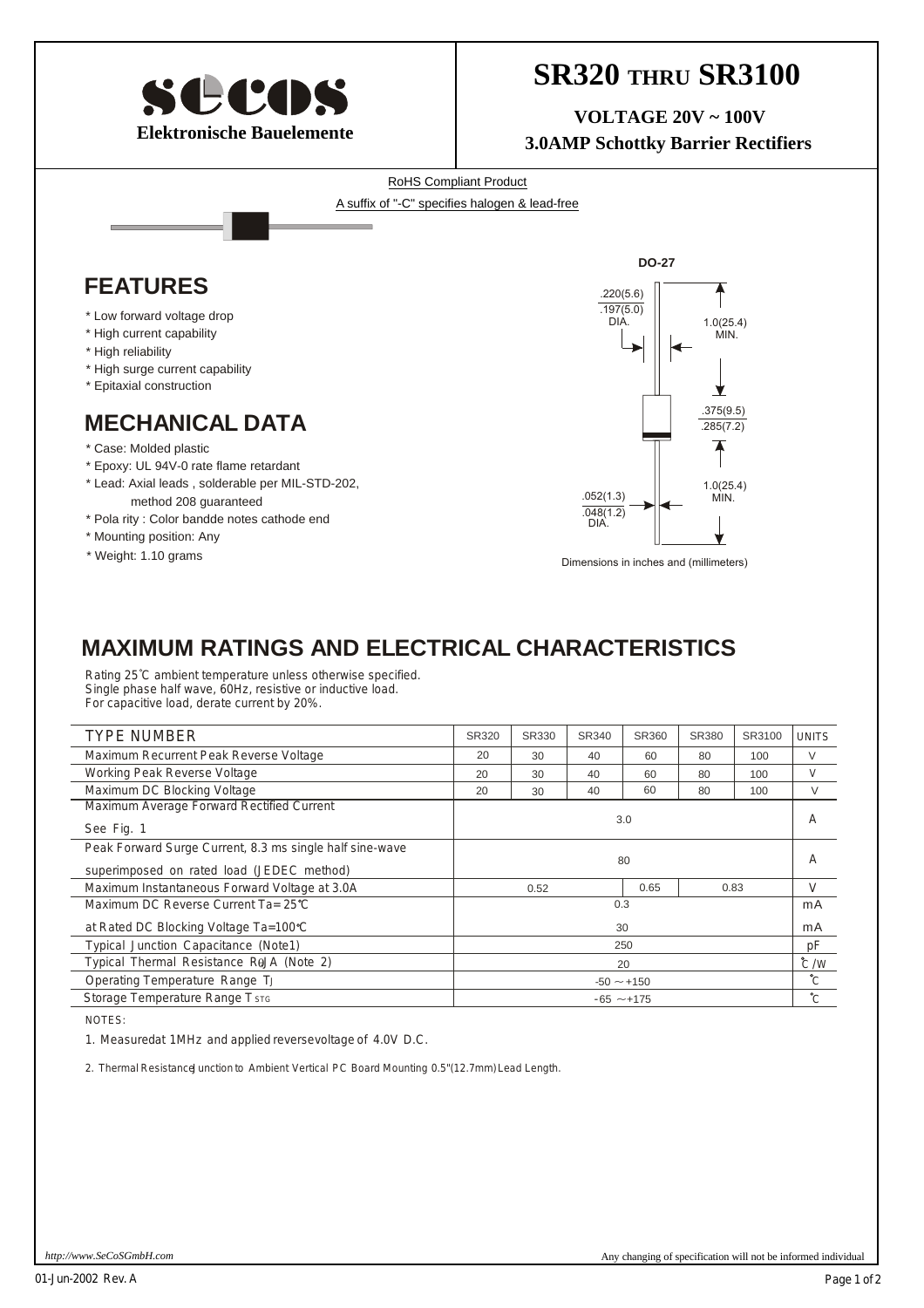**SeCoS**

**Elektronische Bauelemente**

# SR320 THRU SR3100

**VOLTAGE 20V ~ 100V**

**3.0AMP Schottky Barrier Rectifiers**

RoHS Compliant Product

A suffix of "-C" specifies halogen & lead-free

## FEATURES

* Low forward voltage drop
* High current capability
* High reliability
* High surge current capability
* Epitaxial construction

## MECHANICAL DATA

* Case: Molded plastic
* Epoxy: UL 94V-0 rate flame retardant
* Lead: Axial leads , solderable per MIL-STD-202, method 208 guaranteed
* Pola rity : Color bandde notes cathode end
* Mounting position: Any
* Weight: 1.10 grams

DO-27

.220(5.6)
.197(5.0)
DIA.

1.0(25.4)
MIN.

.375(9.5)
.285(7.2)

1.0(25.4)
MIN.

.052(1.3)
.048(1.2)
DIA.

Dimensions in inches and (millimeters)

## MAXIMUM RATINGS AND ELECTRICAL CHARACTERISTICS

Rating 25℃ ambient temperature unless otherwise specified.
Single phase half wave, 60Hz, resistive or inductive load.
For capacitive load, derate current by 20%.

| TYPE NUMBER | SR320 | SR330 | SR340 | SR360 | SR380 | SR3100 | UNITS |
|---|---|---|---|---|---|---|---|
| Maximum Recurrent Peak Reverse Voltage | 20 | 30 | 40 | 60 | 80 | 100 | V |
| Working Peak Reverse Voltage | 20 | 30 | 40 | 60 | 80 | 100 | V |
| Maximum DC Blocking Voltage | 20 | 30 | 40 | 60 | 80 | 100 | V |
| Maximum Average Forward Rectified Current See Fig. 1 | 3.0 | | | | | | A |
| Peak Forward Surge Current, 8.3 ms single half sine-wave superimposed on rated load (JEDEC method) | 80 | | | | | | A |
| Maximum Instantaneous Forward Voltage at 3.0A | 0.52 | | | 0.65 | 0.83 | | V |
| Maximum DC Reverse Current Ta= 25℃ | 0.3 | | | | | | mA |
| at Rated DC Blocking Voltage Ta=100℃ | 30 | | | | | | mA |
| Typical Junction Capacitance (Note1) | 250 | | | | | | pF |
| Typical Thermal Resistance $R_{\theta JA}$ (Note 2) | 20 | | | | | | ℃/W |
| Operating Temperature Range $T_J$ | -50 ~ +150 | | | | | | ℃ |
| Storage Temperature Range $T_{STG}$ | -65 ~+175 | | | | | | ℃ |

NOTES:

1. Measuredat 1MHz and applied reversevoltage of 4.0V D.C.

2. Thermal Resistance Junction to Ambient Vertical PC Board Mounting 0.5"(12.7mm) Lead Length.

*http://www.SeCoSGmbH.com*

Any changing of specification will not be informed individual

01-Jun-2002 Rev. A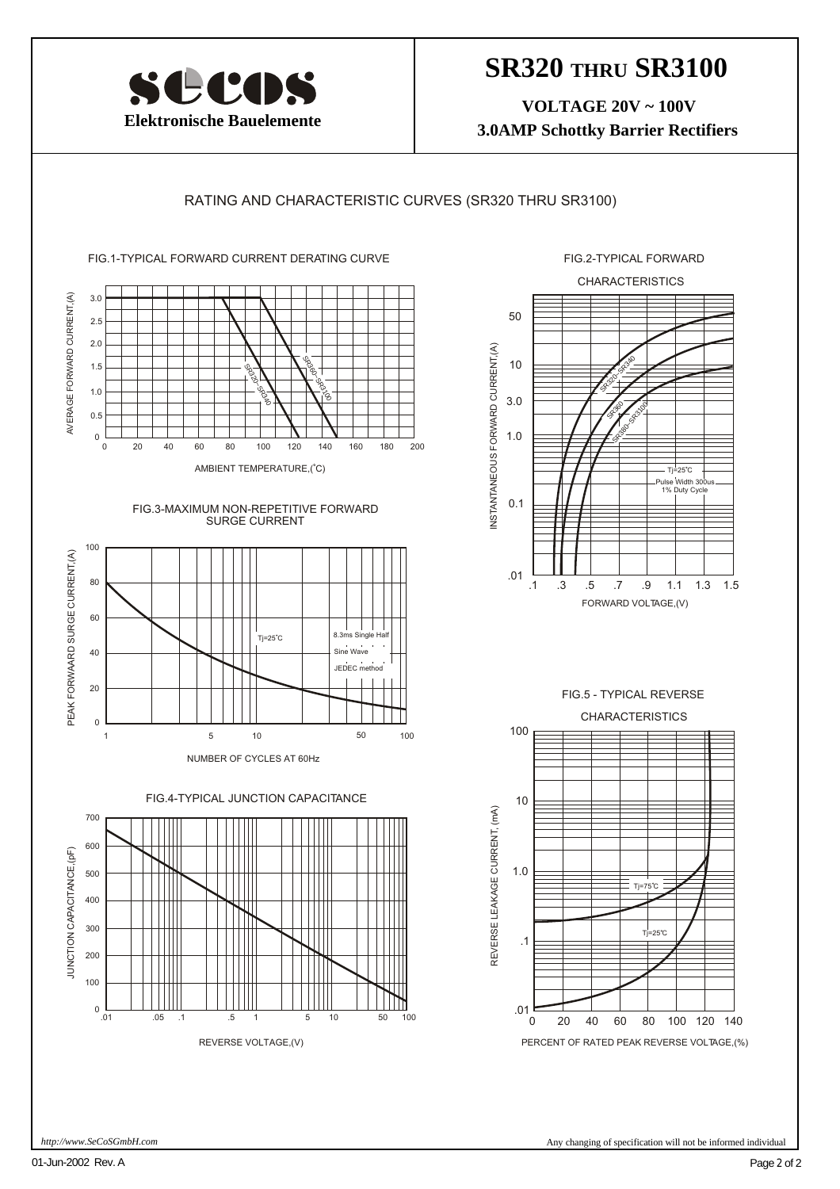**secos**

**Elektronische Bauelemente**

# SR320 THRU SR3100

**VOLTAGE 20V ~ 100V**

**3.0AMP Schottky Barrier Rectifiers**

## RATING AND CHARACTERISTIC CURVES (SR320 THRU SR3100)

FIG.1-TYPICAL FORWARD CURRENT DERATING CURVE

AVERAGE FORWARD CURRENT,(A)

3.0
2.5
2.0
1.5
1.0
0.5
0

0 20 40 60 80 100 120 140 160 180 200

SR320~SR340
SR360~SR3100

AMBIENT TEMPERATURE,(˚C)

FIG.2-TYPICAL FORWARD CHARACTERISTICS

INSTANTANEOUS FORWARD CURRENT,(A)

50
10
3.0
1.0
0.1
.01

.1 .3 .5 .7 .9 1.1 1.3 1.5

SR320~SR340
SR360
SR380~SR3100

Tj=25˚C
Pulse Width 300us
1% Duty Cycle

FORWARD VOLTAGE,(V)

FIG.3-MAXIMUM NON-REPETITIVE FORWARD SURGE CURRENT

PEAK FORWARD SURGE CURRENT,(A)

100
80
60
40
20
0

1 5 10 50 100

Tj=25˚C

8.3ms Single Half
Sine Wave
JEDEC method

NUMBER OF CYCLES AT 60Hz

FIG.4-TYPICAL JUNCTION CAPACITANCE

JUNCTION CAPACITANCE,(pF)

700
600
500
400
300
200
100
0

.01 .05 .1 .5 1 5 10 50 100

REVERSE VOLTAGE,(V)

FIG.5 - TYPICAL REVERSE CHARACTERISTICS

REVERSE LEAKAGE CURRENT, (mA)

100
10
1.0
.1
.01

0 20 40 60 80 100 120 140

Tj=75℃
Tj=25℃

PERCENT OF RATED PEAK REVERSE VOLTAGE,(%)

*http://www.SeCoSGmbH.com*

Any changing of specification will not be informed individual

01-Jun-2002 Rev. A